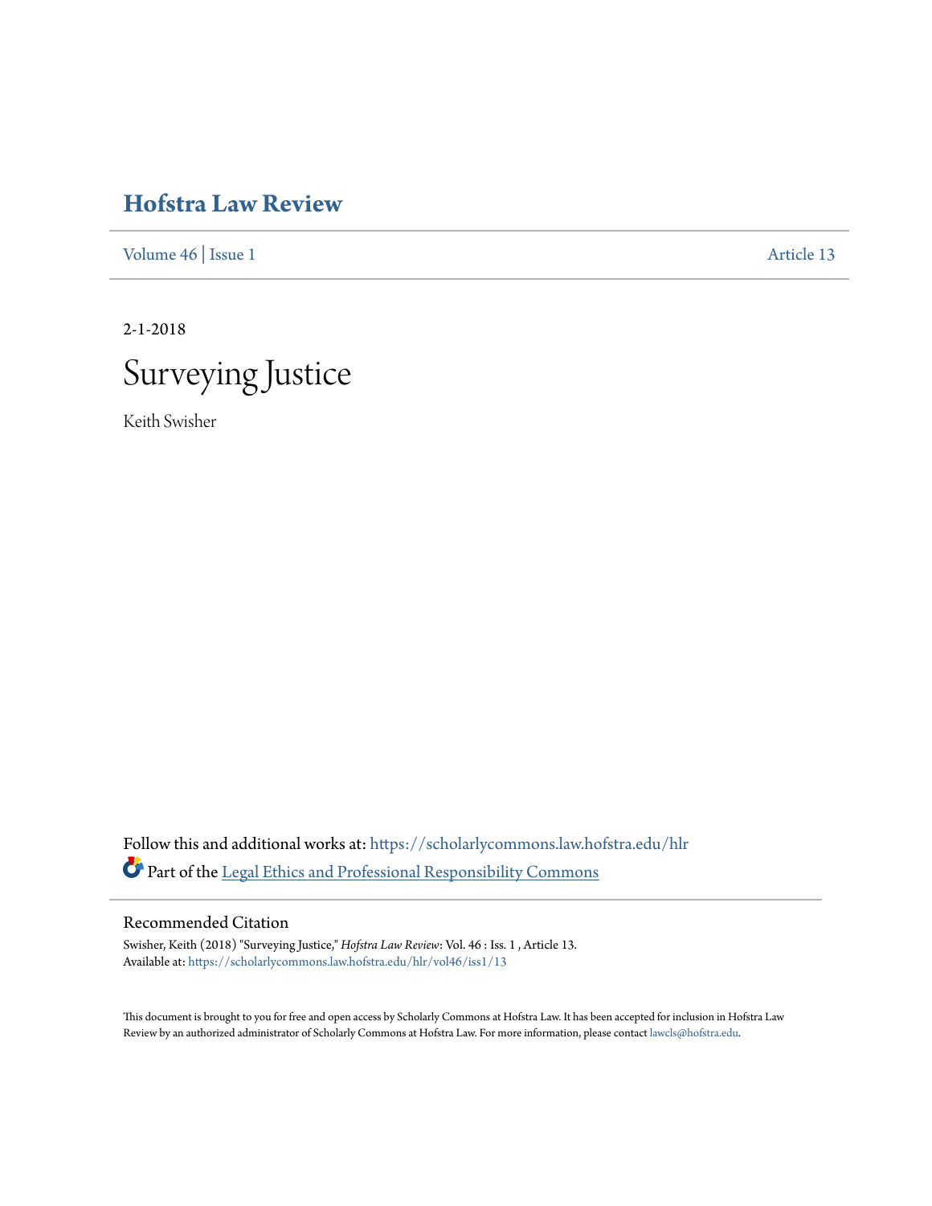# Hofstra Law Review

Volume 46 | Issue 1 Article 13

2-1-2018

# Surveying Justice

Keith Swisher

Follow this and additional works at: https://scholarlycommons.law.hofstra.edu/hlr

Part of the Legal Ethics and Professional Responsibility Commons

## Recommended Citation

Swisher, Keith (2018) "Surveying Justice," *Hofstra Law Review*: Vol. 46 : Iss. 1 , Article 13.
Available at: https://scholarlycommons.law.hofstra.edu/hlr/vol46/iss1/13

This document is brought to you for free and open access by Scholarly Commons at Hofstra Law. It has been accepted for inclusion in Hofstra Law Review by an authorized administrator of Scholarly Commons at Hofstra Law. For more information, please contact lawcls@hofstra.edu.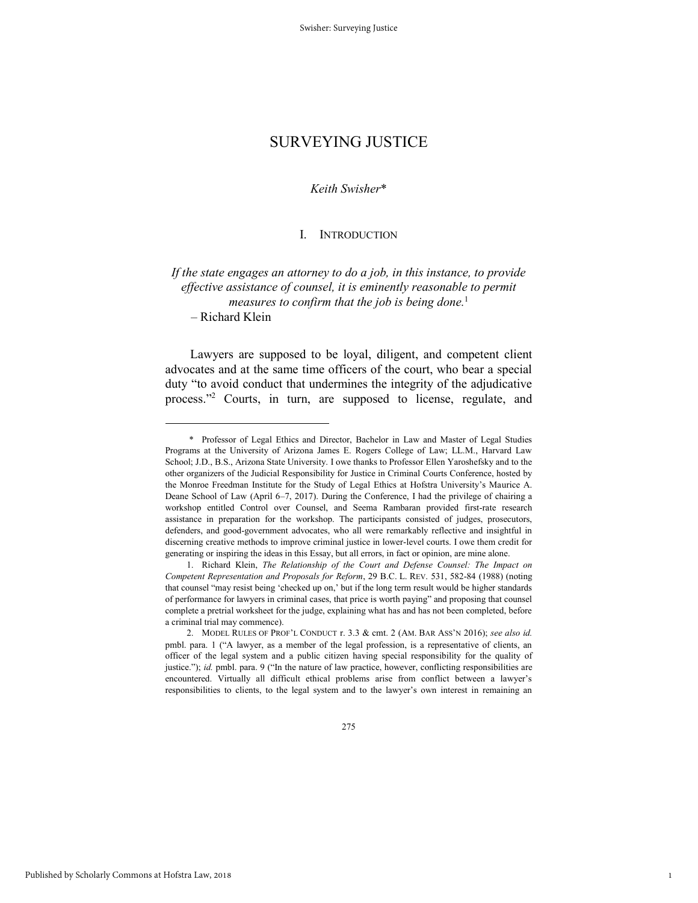# SURVEYING JUSTICE

*Keith Swisher\**

## I. INTRODUCTION

*If the state engages an attorney to do a job, in this instance, to provide effective assistance of counsel, it is eminently reasonable to permit measures to confirm that the job is being done.*[1]

– Richard Klein

Lawyers are supposed to be loyal, diligent, and competent client advocates and at the same time officers of the court, who bear a special duty "to avoid conduct that undermines the integrity of the adjudicative process."[2] Courts, in turn, are supposed to license, regulate, and

---

\* Professor of Legal Ethics and Director, Bachelor in Law and Master of Legal Studies Programs at the University of Arizona James E. Rogers College of Law; LL.M., Harvard Law School; J.D., B.S., Arizona State University. I owe thanks to Professor Ellen Yaroshefsky and to the other organizers of the Judicial Responsibility for Justice in Criminal Courts Conference, hosted by the Monroe Freedman Institute for the Study of Legal Ethics at Hofstra University's Maurice A. Deane School of Law (April 6–7, 2017). During the Conference, I had the privilege of chairing a workshop entitled Control over Counsel, and Seema Rambaran provided first-rate research assistance in preparation for the workshop. The participants consisted of judges, prosecutors, defenders, and good-government advocates, who all were remarkably reflective and insightful in discerning creative methods to improve criminal justice in lower-level courts. I owe them credit for generating or inspiring the ideas in this Essay, but all errors, in fact or opinion, are mine alone.

1. Richard Klein, *The Relationship of the Court and Defense Counsel: The Impact on Competent Representation and Proposals for Reform*, 29 B.C. L. REV. 531, 582-84 (1988) (noting that counsel "may resist being 'checked up on,' but if the long term result would be higher standards of performance for lawyers in criminal cases, that price is worth paying" and proposing that counsel complete a pretrial worksheet for the judge, explaining what has and has not been completed, before a criminal trial may commence).

2. MODEL RULES OF PROF'L CONDUCT r. 3.3 & cmt. 2 (AM. BAR ASS'N 2016); *see also id.* pmbl. para. 1 ("A lawyer, as a member of the legal profession, is a representative of clients, an officer of the legal system and a public citizen having special responsibility for the quality of justice."); *id.* pmbl. para. 9 ("In the nature of law practice, however, conflicting responsibilities are encountered. Virtually all difficult ethical problems arise from conflict between a lawyer's responsibilities to clients, to the legal system and to the lawyer's own interest in remaining an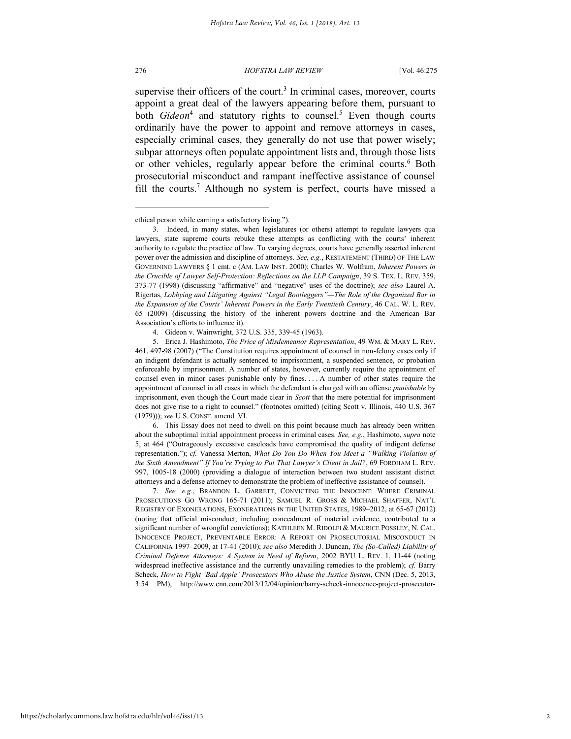supervise their officers of the court.[3] In criminal cases, moreover, courts appoint a great deal of the lawyers appearing before them, pursuant to both *Gideon*[4] and statutory rights to counsel.[5] Even though courts ordinarily have the power to appoint and remove attorneys in cases, especially criminal cases, they generally do not use that power wisely; subpar attorneys often populate appointment lists and, through those lists or other vehicles, regularly appear before the criminal courts.[6] Both prosecutorial misconduct and rampant ineffective assistance of counsel fill the courts.[7] Although no system is perfect, courts have missed a

---

ethical person while earning a satisfactory living.").

3. Indeed, in many states, when legislatures (or others) attempt to regulate lawyers qua lawyers, state supreme courts rebuke these attempts as conflicting with the courts' inherent authority to regulate the practice of law. To varying degrees, courts have generally asserted inherent power over the admission and discipline of attorneys. *See, e.g.*, RESTATEMENT (THIRD) OF THE LAW GOVERNING LAWYERS § 1 cmt. c (AM. LAW INST. 2000); Charles W. Wolfram, *Inherent Powers in the Crucible of Lawyer Self-Protection: Reflections on the LLP Campaign*, 39 S. TEX. L. REV. 359, 373-77 (1998) (discussing "affirmative" and "negative" uses of the doctrine); *see also* Laurel A. Rigertas, *Lobbying and Litigating Against "Legal Bootleggers"—The Role of the Organized Bar in the Expansion of the Courts' Inherent Powers in the Early Twentieth Century*, 46 CAL. W. L. REV. 65 (2009) (discussing the history of the inherent powers doctrine and the American Bar Association's efforts to influence it).

4. Gideon v. Wainwright, 372 U.S. 335, 339-45 (1963).

5. Erica J. Hashimoto, *The Price of Misdemeanor Representation*, 49 WM. & MARY L. REV. 461, 497-98 (2007) ("The Constitution requires appointment of counsel in non-felony cases only if an indigent defendant is actually sentenced to imprisonment, a suspended sentence, or probation enforceable by imprisonment. A number of states, however, currently require the appointment of counsel even in minor cases punishable only by fines. . . . A number of other states require the appointment of counsel in all cases in which the defendant is charged with an offense *punishable* by imprisonment, even though the Court made clear in *Scott* that the mere potential for imprisonment does not give rise to a right to counsel." (footnotes omitted) (citing Scott v. Illinois, 440 U.S. 367 (1979))); *see* U.S. CONST. amend. VI.

6. This Essay does not need to dwell on this point because much has already been written about the suboptimal initial appointment process in criminal cases. *See, e.g.*, Hashimoto, *supra* note 5, at 464 ("Outrageously excessive caseloads have compromised the quality of indigent defense representation."); *cf.* Vanessa Merton, *What Do You Do When You Meet a "Walking Violation of the Sixth Amendment" If You're Trying to Put That Lawyer's Client in Jail?*, 69 FORDHAM L. REV. 997, 1005-18 (2000) (providing a dialogue of interaction between two student assistant district attorneys and a defense attorney to demonstrate the problem of ineffective assistance of counsel).

7. *See, e.g.*, BRANDON L. GARRETT, CONVICTING THE INNOCENT: WHERE CRIMINAL PROSECUTIONS GO WRONG 165-71 (2011); SAMUEL R. GROSS & MICHAEL SHAFFER, NAT'L REGISTRY OF EXONERATIONS, EXONERATIONS IN THE UNITED STATES, 1989–2012, at 65-67 (2012) (noting that official misconduct, including concealment of material evidence, contributed to a significant number of wrongful convictions); KATHLEEN M. RIDOLFI & MAURICE POSSLEY, N. CAL. INNOCENCE PROJECT, PREVENTABLE ERROR: A REPORT ON PROSECUTORIAL MISCONDUCT IN CALIFORNIA 1997–2009, at 17-41 (2010); *see also* Meredith J. Duncan, *The (So-Called) Liability of Criminal Defense Attorneys: A System in Need of Reform*, 2002 BYU L. REV. 1, 11-44 (noting widespread ineffective assistance and the currently unavailing remedies to the problem); *cf.* Barry Scheck, *How to Fight 'Bad Apple' Prosecutors Who Abuse the Justice System*, CNN (Dec. 5, 2013, 3:54 PM), http://www.cnn.com/2013/12/04/opinion/barry-scheck-innocence-project-prosecutor-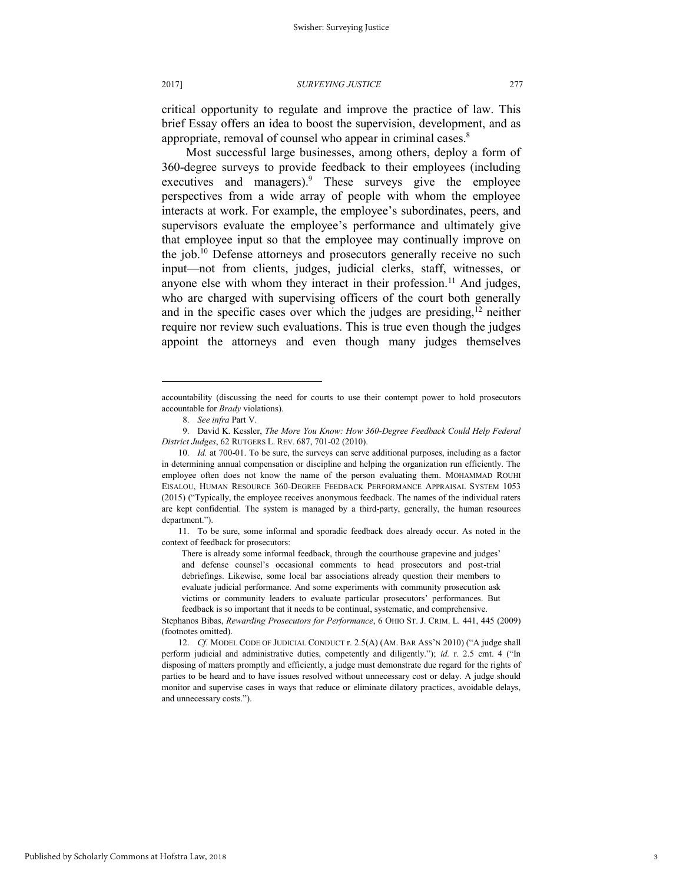critical opportunity to regulate and improve the practice of law. This brief Essay offers an idea to boost the supervision, development, and as appropriate, removal of counsel who appear in criminal cases.[8]

Most successful large businesses, among others, deploy a form of 360-degree surveys to provide feedback to their employees (including executives and managers).[9] These surveys give the employee perspectives from a wide array of people with whom the employee interacts at work. For example, the employee's subordinates, peers, and supervisors evaluate the employee's performance and ultimately give that employee input so that the employee may continually improve on the job.[10] Defense attorneys and prosecutors generally receive no such input—not from clients, judges, judicial clerks, staff, witnesses, or anyone else with whom they interact in their profession.[11] And judges, who are charged with supervising officers of the court both generally and in the specific cases over which the judges are presiding,[12] neither require nor review such evaluations. This is true even though the judges appoint the attorneys and even though many judges themselves

---

accountability (discussing the need for courts to use their contempt power to hold prosecutors accountable for *Brady* violations).

8. *See infra* Part V.

9. David K. Kessler, *The More You Know: How 360-Degree Feedback Could Help Federal District Judges*, 62 RUTGERS L. REV. 687, 701-02 (2010).

10. *Id.* at 700-01. To be sure, the surveys can serve additional purposes, including as a factor in determining annual compensation or discipline and helping the organization run efficiently. The employee often does not know the name of the person evaluating them. MOHAMMAD ROUHI EISALOU, HUMAN RESOURCE 360-DEGREE FEEDBACK PERFORMANCE APPRAISAL SYSTEM 1053 (2015) ("Typically, the employee receives anonymous feedback. The names of the individual raters are kept confidential. The system is managed by a third-party, generally, the human resources department.").

11. To be sure, some informal and sporadic feedback does already occur. As noted in the context of feedback for prosecutors:

> There is already some informal feedback, through the courthouse grapevine and judges' and defense counsel's occasional comments to head prosecutors and post-trial debriefings. Likewise, some local bar associations already question their members to evaluate judicial performance. And some experiments with community prosecution ask victims or community leaders to evaluate particular prosecutors' performances. But feedback is so important that it needs to be continual, systematic, and comprehensive.

Stephanos Bibas, *Rewarding Prosecutors for Performance*, 6 OHIO ST. J. CRIM. L. 441, 445 (2009) (footnotes omitted).

12. *Cf.* MODEL CODE OF JUDICIAL CONDUCT r. 2.5(A) (AM. BAR ASS'N 2010) ("A judge shall perform judicial and administrative duties, competently and diligently."); *id.* r. 2.5 cmt. 4 ("In disposing of matters promptly and efficiently, a judge must demonstrate due regard for the rights of parties to be heard and to have issues resolved without unnecessary cost or delay. A judge should monitor and supervise cases in ways that reduce or eliminate dilatory practices, avoidable delays, and unnecessary costs.").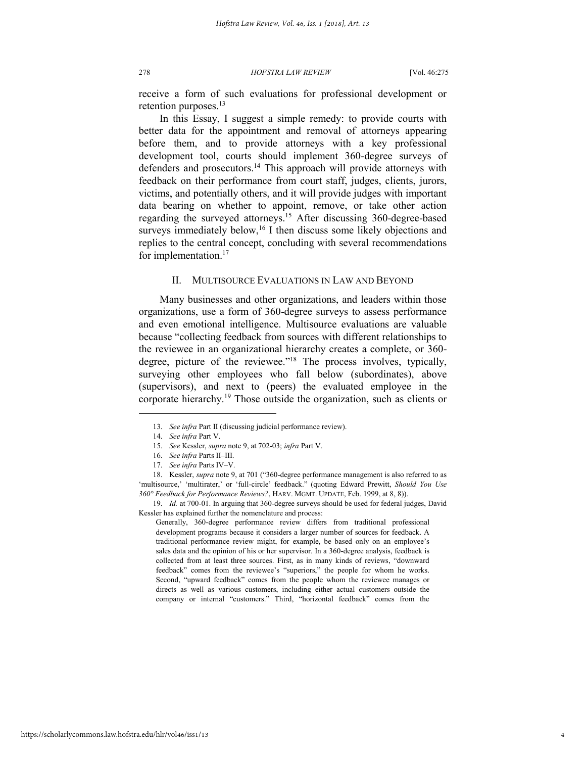receive a form of such evaluations for professional development or retention purposes.[13]

In this Essay, I suggest a simple remedy: to provide courts with better data for the appointment and removal of attorneys appearing before them, and to provide attorneys with a key professional development tool, courts should implement 360-degree surveys of defenders and prosecutors.[14] This approach will provide attorneys with feedback on their performance from court staff, judges, clients, jurors, victims, and potentially others, and it will provide judges with important data bearing on whether to appoint, remove, or take other action regarding the surveyed attorneys.[15] After discussing 360-degree-based surveys immediately below,[16] I then discuss some likely objections and replies to the central concept, concluding with several recommendations for implementation.[17]

## II. MULTISOURCE EVALUATIONS IN LAW AND BEYOND

Many businesses and other organizations, and leaders within those organizations, use a form of 360-degree surveys to assess performance and even emotional intelligence. Multisource evaluations are valuable because "collecting feedback from sources with different relationships to the reviewee in an organizational hierarchy creates a complete, or 360-degree, picture of the reviewee."[18] The process involves, typically, surveying other employees who fall below (subordinates), above (supervisors), and next to (peers) the evaluated employee in the corporate hierarchy.[19] Those outside the organization, such as clients or

---

13. *See infra* Part II (discussing judicial performance review).

14. *See infra* Part V.

15. *See* Kessler, *supra* note 9, at 702-03; *infra* Part V.

16. *See infra* Parts II–III.

17. *See infra* Parts IV–V.

18. Kessler, *supra* note 9, at 701 ("360-degree performance management is also referred to as 'multisource,' 'multirater,' or 'full-circle' feedback." (quoting Edward Prewitt, *Should You Use 360° Feedback for Performance Reviews?*, HARV. MGMT. UPDATE, Feb. 1999, at 8, 8)).

19. *Id.* at 700-01. In arguing that 360-degree surveys should be used for federal judges, David Kessler has explained further the nomenclature and process:

> Generally, 360-degree performance review differs from traditional professional development programs because it considers a larger number of sources for feedback. A traditional performance review might, for example, be based only on an employee's sales data and the opinion of his or her supervisor. In a 360-degree analysis, feedback is collected from at least three sources. First, as in many kinds of reviews, "downward feedback" comes from the reviewee's "superiors," the people for whom he works. Second, "upward feedback" comes from the people whom the reviewee manages or directs as well as various customers, including either actual customers outside the company or internal "customers." Third, "horizontal feedback" comes from the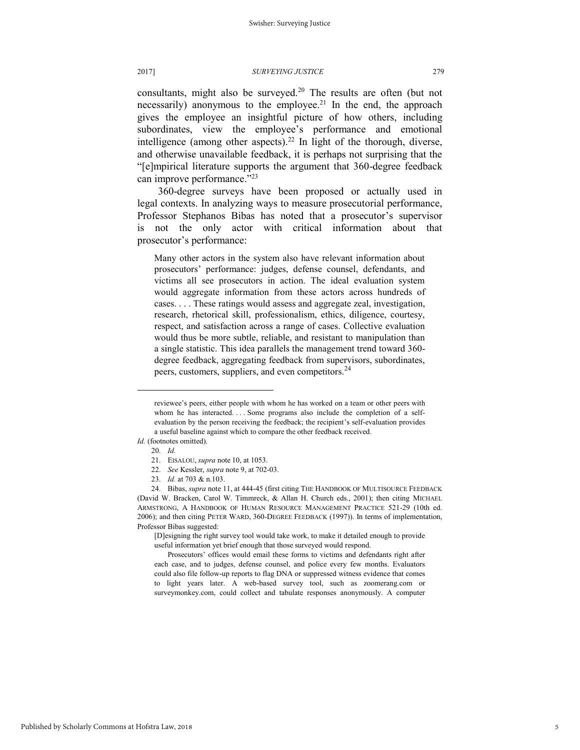consultants, might also be surveyed.[20] The results are often (but not necessarily) anonymous to the employee.[21] In the end, the approach gives the employee an insightful picture of how others, including subordinates, view the employee's performance and emotional intelligence (among other aspects).[22] In light of the thorough, diverse, and otherwise unavailable feedback, it is perhaps not surprising that the "[e]mpirical literature supports the argument that 360-degree feedback can improve performance."[23]

360-degree surveys have been proposed or actually used in legal contexts. In analyzing ways to measure prosecutorial performance, Professor Stephanos Bibas has noted that a prosecutor's supervisor is not the only actor with critical information about that prosecutor's performance:

> Many other actors in the system also have relevant information about prosecutors' performance: judges, defense counsel, defendants, and victims all see prosecutors in action. The ideal evaluation system would aggregate information from these actors across hundreds of cases. . . . These ratings would assess and aggregate zeal, investigation, research, rhetorical skill, professionalism, ethics, diligence, courtesy, respect, and satisfaction across a range of cases. Collective evaluation would thus be more subtle, reliable, and resistant to manipulation than a single statistic. This idea parallels the management trend toward 360-degree feedback, aggregating feedback from supervisors, subordinates, peers, customers, suppliers, and even competitors.[24]

---

> reviewee's peers, either people with whom he has worked on a team or other peers with whom he has interacted. . . . Some programs also include the completion of a self-evaluation by the person receiving the feedback; the recipient's self-evaluation provides a useful baseline against which to compare the other feedback received.

*Id.* (footnotes omitted).

20. *Id.*

21. EISALOU, *supra* note 10, at 1053.

22. *See* Kessler, *supra* note 9, at 702-03.

23. *Id.* at 703 & n.103.

24. Bibas, *supra* note 11, at 444-45 (first citing THE HANDBOOK OF MULTISOURCE FEEDBACK (David W. Bracken, Carol W. Timmreck, & Allan H. Church eds., 2001); then citing MICHAEL ARMSTRONG, A HANDBOOK OF HUMAN RESOURCE MANAGEMENT PRACTICE 521-29 (10th ed. 2006); and then citing PETER WARD, 360-DEGREE FEEDBACK (1997)). In terms of implementation, Professor Bibas suggested:

> [D]esigning the right survey tool would take work, to make it detailed enough to provide useful information yet brief enough that those surveyed would respond.
>
> Prosecutors' offices would email these forms to victims and defendants right after each case, and to judges, defense counsel, and police every few months. Evaluators could also file follow-up reports to flag DNA or suppressed witness evidence that comes to light years later. A web-based survey tool, such as zoomerang.com or surveymonkey.com, could collect and tabulate responses anonymously. A computer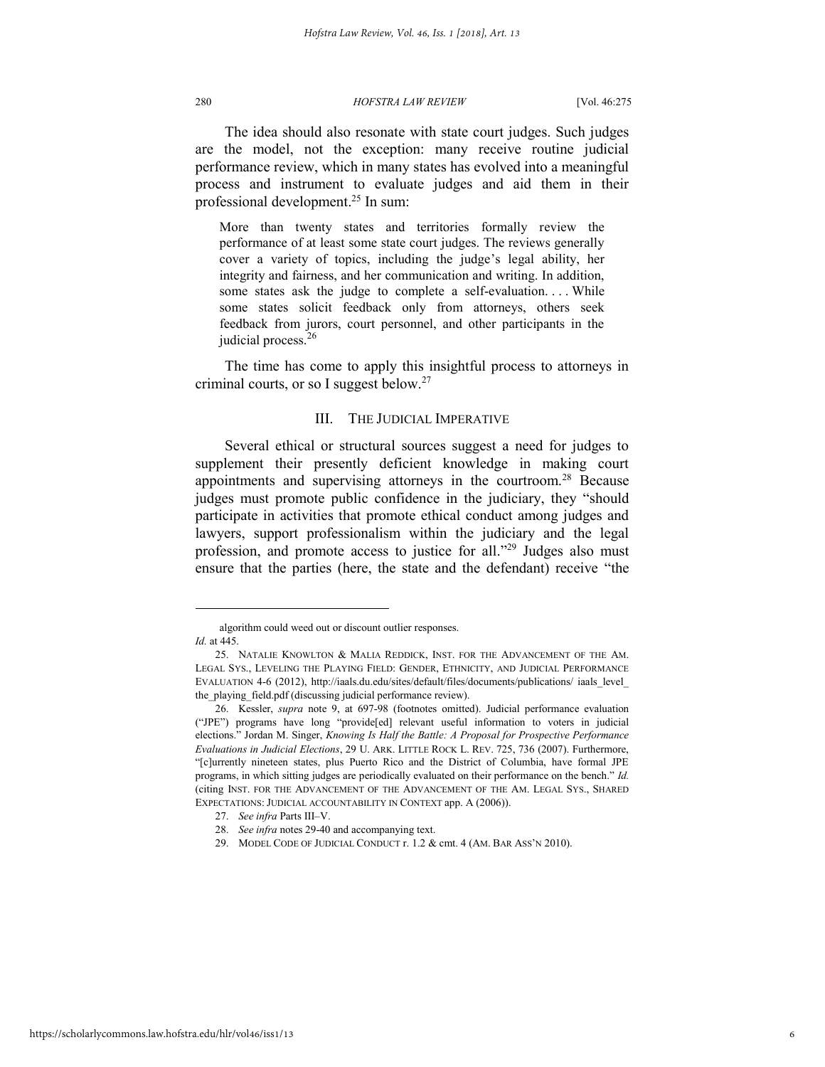The idea should also resonate with state court judges. Such judges are the model, not the exception: many receive routine judicial performance review, which in many states has evolved into a meaningful process and instrument to evaluate judges and aid them in their professional development.[25] In sum:

> More than twenty states and territories formally review the performance of at least some state court judges. The reviews generally cover a variety of topics, including the judge's legal ability, her integrity and fairness, and her communication and writing. In addition, some states ask the judge to complete a self-evaluation. . . . While some states solicit feedback only from attorneys, others seek feedback from jurors, court personnel, and other participants in the judicial process.[26]

The time has come to apply this insightful process to attorneys in criminal courts, or so I suggest below.[27]

## III. THE JUDICIAL IMPERATIVE

Several ethical or structural sources suggest a need for judges to supplement their presently deficient knowledge in making court appointments and supervising attorneys in the courtroom.[28] Because judges must promote public confidence in the judiciary, they "should participate in activities that promote ethical conduct among judges and lawyers, support professionalism within the judiciary and the legal profession, and promote access to justice for all."[29] Judges also must ensure that the parties (here, the state and the defendant) receive "the

---

algorithm could weed out or discount outlier responses.
*Id.* at 445.

25. NATALIE KNOWLTON & MALIA REDDICK, INST. FOR THE ADVANCEMENT OF THE AM. LEGAL SYS., LEVELING THE PLAYING FIELD: GENDER, ETHNICITY, AND JUDICIAL PERFORMANCE EVALUATION 4-6 (2012), http://iaals.du.edu/sites/default/files/documents/publications/ iaals_level_the_playing_field.pdf (discussing judicial performance review).

26. Kessler, *supra* note 9, at 697-98 (footnotes omitted). Judicial performance evaluation ("JPE") programs have long "provide[ed] relevant useful information to voters in judicial elections." Jordan M. Singer, *Knowing Is Half the Battle: A Proposal for Prospective Performance Evaluations in Judicial Elections*, 29 U. ARK. LITTLE ROCK L. REV. 725, 736 (2007). Furthermore, "[c]urrently nineteen states, plus Puerto Rico and the District of Columbia, have formal JPE programs, in which sitting judges are periodically evaluated on their performance on the bench." *Id.* (citing INST. FOR THE ADVANCEMENT OF THE ADVANCEMENT OF THE AM. LEGAL SYS., SHARED EXPECTATIONS: JUDICIAL ACCOUNTABILITY IN CONTEXT app. A (2006)).

27. *See infra* Parts III–V.

28. *See infra* notes 29-40 and accompanying text.

29. MODEL CODE OF JUDICIAL CONDUCT r. 1.2 & cmt. 4 (AM. BAR ASS'N 2010).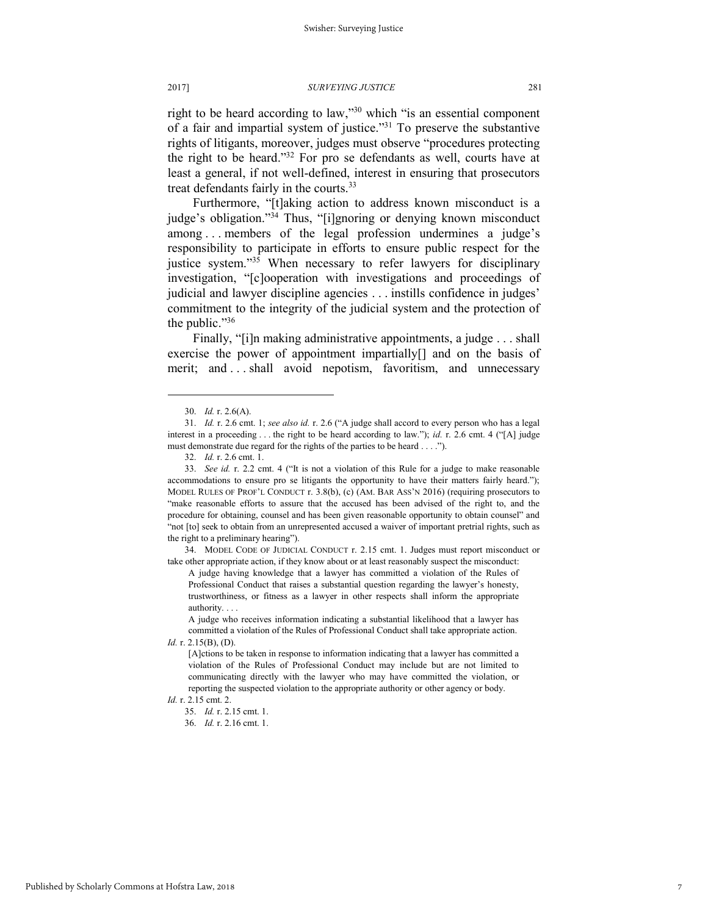right to be heard according to law,"[30] which "is an essential component of a fair and impartial system of justice."[31] To preserve the substantive rights of litigants, moreover, judges must observe "procedures protecting the right to be heard."[32] For pro se defendants as well, courts have at least a general, if not well-defined, interest in ensuring that prosecutors treat defendants fairly in the courts.[33]

Furthermore, "[t]aking action to address known misconduct is a judge's obligation."[34] Thus, "[i]gnoring or denying known misconduct among . . . members of the legal profession undermines a judge's responsibility to participate in efforts to ensure public respect for the justice system."[35] When necessary to refer lawyers for disciplinary investigation, "[c]ooperation with investigations and proceedings of judicial and lawyer discipline agencies . . . instills confidence in judges' commitment to the integrity of the judicial system and the protection of the public."[36]

Finally, "[i]n making administrative appointments, a judge . . . shall exercise the power of appointment impartially[] and on the basis of merit; and . . . shall avoid nepotism, favoritism, and unnecessary

---

30. *Id.* r. 2.6(A).

31. *Id.* r. 2.6 cmt. 1; *see also id.* r. 2.6 ("A judge shall accord to every person who has a legal interest in a proceeding . . . the right to be heard according to law."); *id.* r. 2.6 cmt. 4 ("[A] judge must demonstrate due regard for the rights of the parties to be heard . . . .").

32. *Id.* r. 2.6 cmt. 1.

33. *See id.* r. 2.2 cmt. 4 ("It is not a violation of this Rule for a judge to make reasonable accommodations to ensure pro se litigants the opportunity to have their matters fairly heard."); MODEL RULES OF PROF'L CONDUCT r. 3.8(b), (c) (AM. BAR ASS'N 2016) (requiring prosecutors to "make reasonable efforts to assure that the accused has been advised of the right to, and the procedure for obtaining, counsel and has been given reasonable opportunity to obtain counsel" and "not [to] seek to obtain from an unrepresented accused a waiver of important pretrial rights, such as the right to a preliminary hearing").

34. MODEL CODE OF JUDICIAL CONDUCT r. 2.15 cmt. 1. Judges must report misconduct or take other appropriate action, if they know about or at least reasonably suspect the misconduct:

> A judge having knowledge that a lawyer has committed a violation of the Rules of Professional Conduct that raises a substantial question regarding the lawyer's honesty, trustworthiness, or fitness as a lawyer in other respects shall inform the appropriate authority. . . .
>
> A judge who receives information indicating a substantial likelihood that a lawyer has committed a violation of the Rules of Professional Conduct shall take appropriate action.

*Id.* r. 2.15(B), (D).

> [A]ctions to be taken in response to information indicating that a lawyer has committed a violation of the Rules of Professional Conduct may include but are not limited to communicating directly with the lawyer who may have committed the violation, or reporting the suspected violation to the appropriate authority or other agency or body.

*Id.* r. 2.15 cmt. 2.

35. *Id.* r. 2.15 cmt. 1.

36. *Id.* r. 2.16 cmt. 1.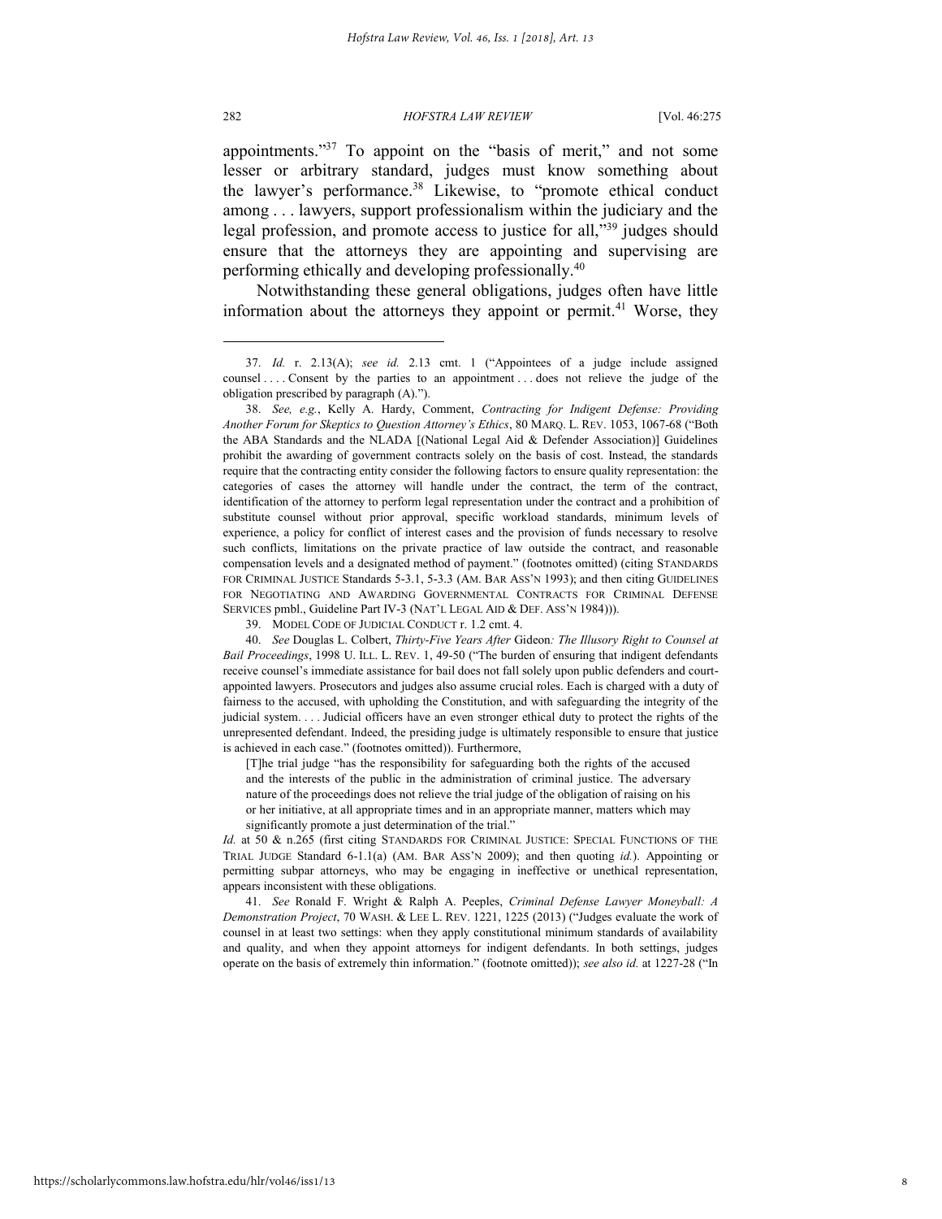appointments."[37] To appoint on the "basis of merit," and not some lesser or arbitrary standard, judges must know something about the lawyer's performance.[38] Likewise, to "promote ethical conduct among . . . lawyers, support professionalism within the judiciary and the legal profession, and promote access to justice for all,"[39] judges should ensure that the attorneys they are appointing and supervising are performing ethically and developing professionally.[40]

Notwithstanding these general obligations, judges often have little information about the attorneys they appoint or permit.[41] Worse, they

---

37. *Id.* r. 2.13(A); *see id.* 2.13 cmt. 1 ("Appointees of a judge include assigned counsel . . . . Consent by the parties to an appointment . . . does not relieve the judge of the obligation prescribed by paragraph (A).").

38. *See, e.g.*, Kelly A. Hardy, Comment, *Contracting for Indigent Defense: Providing Another Forum for Skeptics to Question Attorney's Ethics*, 80 MARQ. L. REV. 1053, 1067-68 ("Both the ABA Standards and the NLADA [(National Legal Aid & Defender Association)] Guidelines prohibit the awarding of government contracts solely on the basis of cost. Instead, the standards require that the contracting entity consider the following factors to ensure quality representation: the categories of cases the attorney will handle under the contract, the term of the contract, identification of the attorney to perform legal representation under the contract and a prohibition of substitute counsel without prior approval, specific workload standards, minimum levels of experience, a policy for conflict of interest cases and the provision of funds necessary to resolve such conflicts, limitations on the private practice of law outside the contract, and reasonable compensation levels and a designated method of payment." (footnotes omitted) (citing STANDARDS FOR CRIMINAL JUSTICE Standards 5-3.1, 5-3.3 (AM. BAR ASS'N 1993); and then citing GUIDELINES FOR NEGOTIATING AND AWARDING GOVERNMENTAL CONTRACTS FOR CRIMINAL DEFENSE SERVICES pmbl., Guideline Part IV-3 (NAT'L LEGAL AID & DEF. ASS'N 1984))).

39. MODEL CODE OF JUDICIAL CONDUCT r. 1.2 cmt. 4.

40. *See* Douglas L. Colbert, *Thirty-Five Years After* Gideon*: The Illusory Right to Counsel at Bail Proceedings*, 1998 U. ILL. L. REV. 1, 49-50 ("The burden of ensuring that indigent defendants receive counsel's immediate assistance for bail does not fall solely upon public defenders and court-appointed lawyers. Prosecutors and judges also assume crucial roles. Each is charged with a duty of fairness to the accused, with upholding the Constitution, and with safeguarding the integrity of the judicial system. . . . Judicial officers have an even stronger ethical duty to protect the rights of the unrepresented defendant. Indeed, the presiding judge is ultimately responsible to ensure that justice is achieved in each case." (footnotes omitted)). Furthermore,

> [T]he trial judge "has the responsibility for safeguarding both the rights of the accused and the interests of the public in the administration of criminal justice. The adversary nature of the proceedings does not relieve the trial judge of the obligation of raising on his or her initiative, at all appropriate times and in an appropriate manner, matters which may significantly promote a just determination of the trial."

*Id.* at 50 & n.265 (first citing STANDARDS FOR CRIMINAL JUSTICE: SPECIAL FUNCTIONS OF THE TRIAL JUDGE Standard 6-1.1(a) (AM. BAR ASS'N 2009); and then quoting *id.*). Appointing or permitting subpar attorneys, who may be engaging in ineffective or unethical representation, appears inconsistent with these obligations.

41. *See* Ronald F. Wright & Ralph A. Peeples, *Criminal Defense Lawyer Moneyball: A Demonstration Project*, 70 WASH. & LEE L. REV. 1221, 1225 (2013) ("Judges evaluate the work of counsel in at least two settings: when they apply constitutional minimum standards of availability and quality, and when they appoint attorneys for indigent defendants. In both settings, judges operate on the basis of extremely thin information." (footnote omitted)); *see also id.* at 1227-28 ("In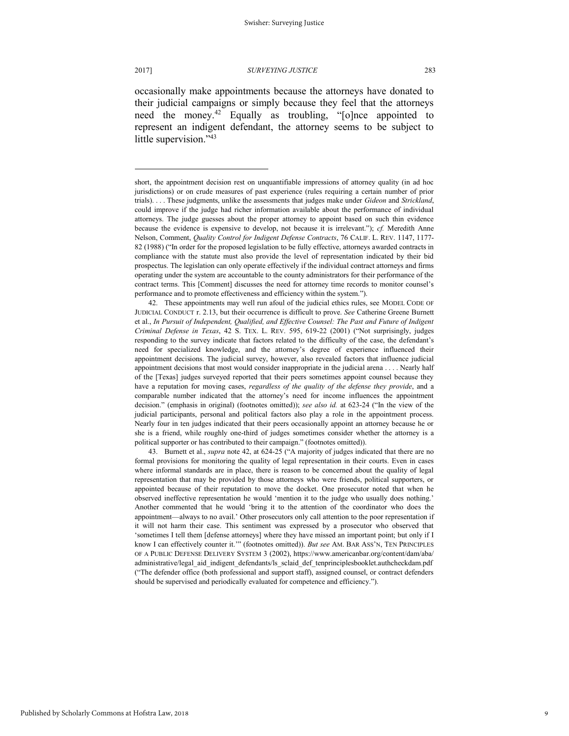occasionally make appointments because the attorneys have donated to their judicial campaigns or simply because they feel that the attorneys need the money.[42] Equally as troubling, "[o]nce appointed to represent an indigent defendant, the attorney seems to be subject to little supervision."[43]

---

short, the appointment decision rest on unquantifiable impressions of attorney quality (in ad hoc jurisdictions) or on crude measures of past experience (rules requiring a certain number of prior trials). . . . These judgments, unlike the assessments that judges make under *Gideon* and *Strickland*, could improve if the judge had richer information available about the performance of individual attorneys. The judge guesses about the proper attorney to appoint based on such thin evidence because the evidence is expensive to develop, not because it is irrelevant."); *cf.* Meredith Anne Nelson, Comment, *Quality Control for Indigent Defense Contracts*, 76 CALIF. L. REV. 1147, 1177-82 (1988) ("In order for the proposed legislation to be fully effective, attorneys awarded contracts in compliance with the statute must also provide the level of representation indicated by their bid prospectus. The legislation can only operate effectively if the individual contract attorneys and firms operating under the system are accountable to the county administrators for their performance of the contract terms. This [Comment] discusses the need for attorney time records to monitor counsel's performance and to promote effectiveness and efficiency within the system.").

42. These appointments may well run afoul of the judicial ethics rules, see MODEL CODE OF JUDICIAL CONDUCT r. 2.13, but their occurrence is difficult to prove. *See* Catherine Greene Burnett et al., *In Pursuit of Independent, Qualified, and Effective Counsel: The Past and Future of Indigent Criminal Defense in Texas*, 42 S. TEX. L. REV. 595, 619-22 (2001) ("Not surprisingly, judges responding to the survey indicate that factors related to the difficulty of the case, the defendant's need for specialized knowledge, and the attorney's degree of experience influenced their appointment decisions. The judicial survey, however, also revealed factors that influence judicial appointment decisions that most would consider inappropriate in the judicial arena . . . . Nearly half of the [Texas] judges surveyed reported that their peers sometimes appoint counsel because they have a reputation for moving cases, *regardless of the quality of the defense they provide*, and a comparable number indicated that the attorney's need for income influences the appointment decision." (emphasis in original) (footnotes omitted)); *see also id.* at 623-24 ("In the view of the judicial participants, personal and political factors also play a role in the appointment process. Nearly four in ten judges indicated that their peers occasionally appoint an attorney because he or she is a friend, while roughly one-third of judges sometimes consider whether the attorney is a political supporter or has contributed to their campaign." (footnotes omitted)).

43. Burnett et al., *supra* note 42, at 624-25 ("A majority of judges indicated that there are no formal provisions for monitoring the quality of legal representation in their courts. Even in cases where informal standards are in place, there is reason to be concerned about the quality of legal representation that may be provided by those attorneys who were friends, political supporters, or appointed because of their reputation to move the docket. One prosecutor noted that when he observed ineffective representation he would 'mention it to the judge who usually does nothing.' Another commented that he would 'bring it to the attention of the coordinator who does the appointment—always to no avail.' Other prosecutors only call attention to the poor representation if it will not harm their case. This sentiment was expressed by a prosecutor who observed that 'sometimes I tell them [defense attorneys] where they have missed an important point; but only if I know I can effectively counter it.'" (footnotes omitted)). *But see* AM. BAR ASS'N, TEN PRINCIPLES OF A PUBLIC DEFENSE DELIVERY SYSTEM 3 (2002), https://www.americanbar.org/content/dam/aba/administrative/legal_aid_indigent_defendants/ls_sclaid_def_tenprinciplesbooklet.authcheckdam.pdf ("The defender office (both professional and support staff), assigned counsel, or contract defenders should be supervised and periodically evaluated for competence and efficiency.").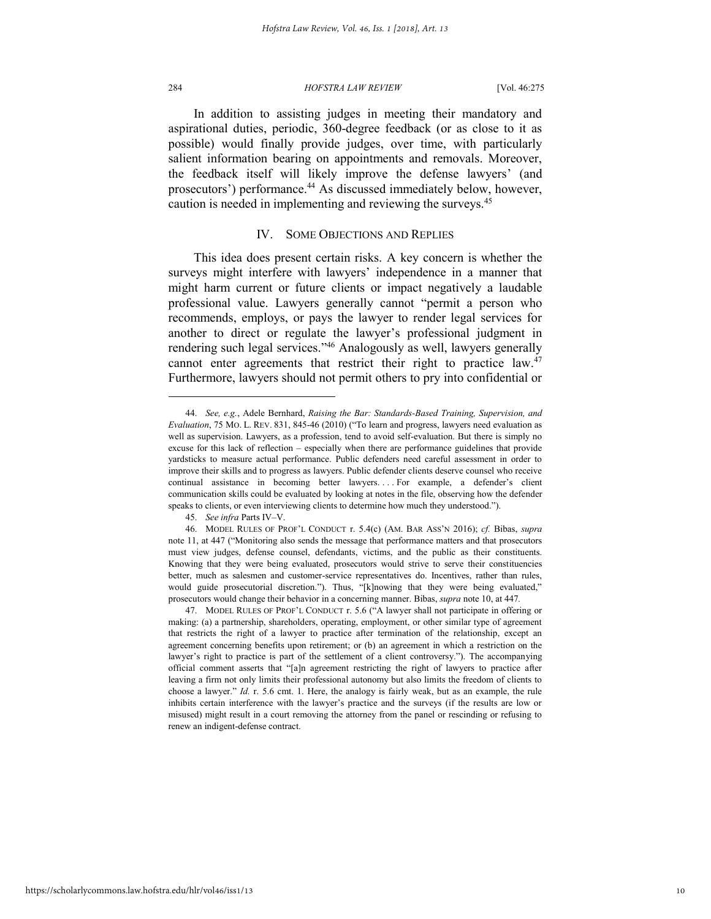In addition to assisting judges in meeting their mandatory and aspirational duties, periodic, 360-degree feedback (or as close to it as possible) would finally provide judges, over time, with particularly salient information bearing on appointments and removals. Moreover, the feedback itself will likely improve the defense lawyers' (and prosecutors') performance.[44] As discussed immediately below, however, caution is needed in implementing and reviewing the surveys.[45]

## IV. SOME OBJECTIONS AND REPLIES

This idea does present certain risks. A key concern is whether the surveys might interfere with lawyers' independence in a manner that might harm current or future clients or impact negatively a laudable professional value. Lawyers generally cannot "permit a person who recommends, employs, or pays the lawyer to render legal services for another to direct or regulate the lawyer's professional judgment in rendering such legal services."[46] Analogously as well, lawyers generally cannot enter agreements that restrict their right to practice law.[47] Furthermore, lawyers should not permit others to pry into confidential or

---

44. *See, e.g.*, Adele Bernhard, *Raising the Bar: Standards-Based Training, Supervision, and Evaluation*, 75 MO. L. REV. 831, 845-46 (2010) ("To learn and progress, lawyers need evaluation as well as supervision. Lawyers, as a profession, tend to avoid self-evaluation. But there is simply no excuse for this lack of reflection – especially when there are performance guidelines that provide yardsticks to measure actual performance. Public defenders need careful assessment in order to improve their skills and to progress as lawyers. Public defender clients deserve counsel who receive continual assistance in becoming better lawyers. . . . For example, a defender's client communication skills could be evaluated by looking at notes in the file, observing how the defender speaks to clients, or even interviewing clients to determine how much they understood.").

45. *See infra* Parts IV–V.

46. MODEL RULES OF PROF'L CONDUCT r. 5.4(c) (AM. BAR ASS'N 2016); *cf.* Bibas, *supra* note 11, at 447 ("Monitoring also sends the message that performance matters and that prosecutors must view judges, defense counsel, defendants, victims, and the public as their constituents. Knowing that they were being evaluated, prosecutors would strive to serve their constituencies better, much as salesmen and customer-service representatives do. Incentives, rather than rules, would guide prosecutorial discretion."). Thus, "[k]nowing that they were being evaluated," prosecutors would change their behavior in a concerning manner. Bibas, *supra* note 10, at 447.

47. MODEL RULES OF PROF'L CONDUCT r. 5.6 ("A lawyer shall not participate in offering or making: (a) a partnership, shareholders, operating, employment, or other similar type of agreement that restricts the right of a lawyer to practice after termination of the relationship, except an agreement concerning benefits upon retirement; or (b) an agreement in which a restriction on the lawyer's right to practice is part of the settlement of a client controversy."). The accompanying official comment asserts that "[a]n agreement restricting the right of lawyers to practice after leaving a firm not only limits their professional autonomy but also limits the freedom of clients to choose a lawyer." *Id.* r. 5.6 cmt. 1. Here, the analogy is fairly weak, but as an example, the rule inhibits certain interference with the lawyer's practice and the surveys (if the results are low or misused) might result in a court removing the attorney from the panel or rescinding or refusing to renew an indigent-defense contract.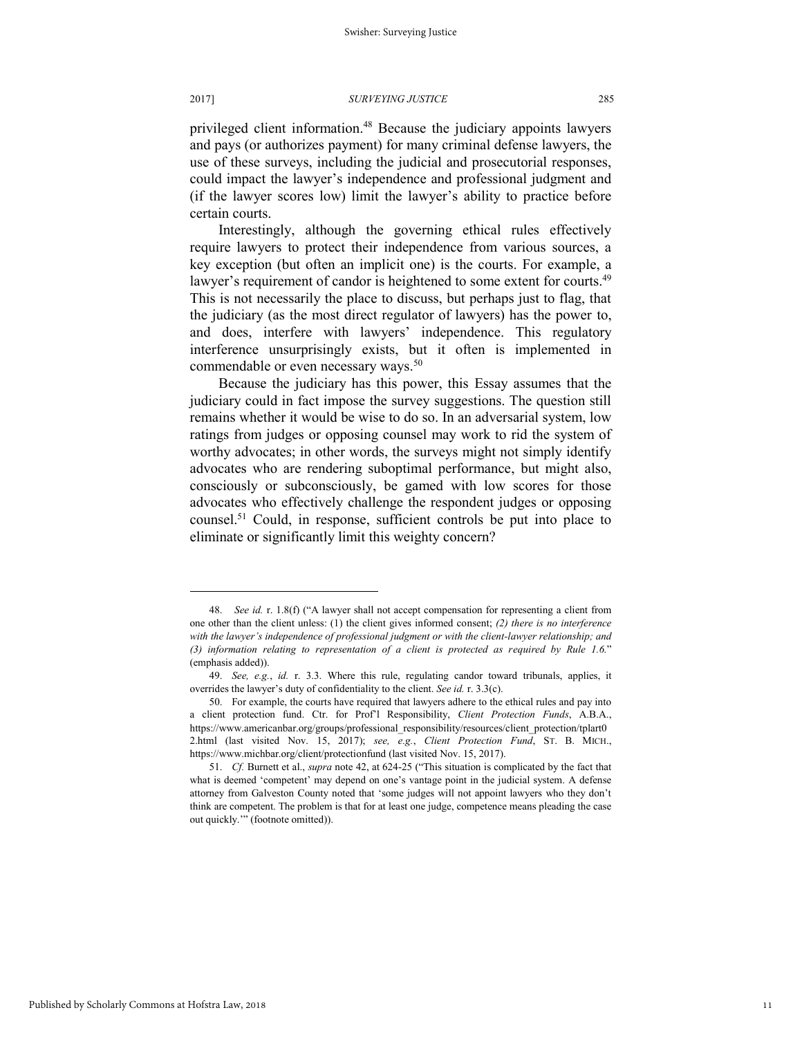privileged client information.[48] Because the judiciary appoints lawyers and pays (or authorizes payment) for many criminal defense lawyers, the use of these surveys, including the judicial and prosecutorial responses, could impact the lawyer's independence and professional judgment and (if the lawyer scores low) limit the lawyer's ability to practice before certain courts.

Interestingly, although the governing ethical rules effectively require lawyers to protect their independence from various sources, a key exception (but often an implicit one) is the courts. For example, a lawyer's requirement of candor is heightened to some extent for courts.[49] This is not necessarily the place to discuss, but perhaps just to flag, that the judiciary (as the most direct regulator of lawyers) has the power to, and does, interfere with lawyers' independence. This regulatory interference unsurprisingly exists, but it often is implemented in commendable or even necessary ways.[50]

Because the judiciary has this power, this Essay assumes that the judiciary could in fact impose the survey suggestions. The question still remains whether it would be wise to do so. In an adversarial system, low ratings from judges or opposing counsel may work to rid the system of worthy advocates; in other words, the surveys might not simply identify advocates who are rendering suboptimal performance, but might also, consciously or subconsciously, be gamed with low scores for those advocates who effectively challenge the respondent judges or opposing counsel.[51] Could, in response, sufficient controls be put into place to eliminate or significantly limit this weighty concern?

---

48. *See id.* r. 1.8(f) ("A lawyer shall not accept compensation for representing a client from one other than the client unless: (1) the client gives informed consent; *(2) there is no interference with the lawyer's independence of professional judgment or with the client-lawyer relationship; and (3) information relating to representation of a client is protected as required by Rule 1.6.*" (emphasis added)).

49. *See, e.g.*, *id.* r. 3.3. Where this rule, regulating candor toward tribunals, applies, it overrides the lawyer's duty of confidentiality to the client. *See id.* r. 3.3(c).

50. For example, the courts have required that lawyers adhere to the ethical rules and pay into a client protection fund. Ctr. for Prof'l Responsibility, *Client Protection Funds*, A.B.A., https://www.americanbar.org/groups/professional_responsibility/resources/client_protection/tplart02.html (last visited Nov. 15, 2017); *see, e.g.*, *Client Protection Fund*, ST. B. MICH., https://www.michbar.org/client/protectionfund (last visited Nov. 15, 2017).

51. *Cf.* Burnett et al., *supra* note 42, at 624-25 ("This situation is complicated by the fact that what is deemed 'competent' may depend on one's vantage point in the judicial system. A defense attorney from Galveston County noted that 'some judges will not appoint lawyers who they don't think are competent. The problem is that for at least one judge, competence means pleading the case out quickly.'" (footnote omitted)).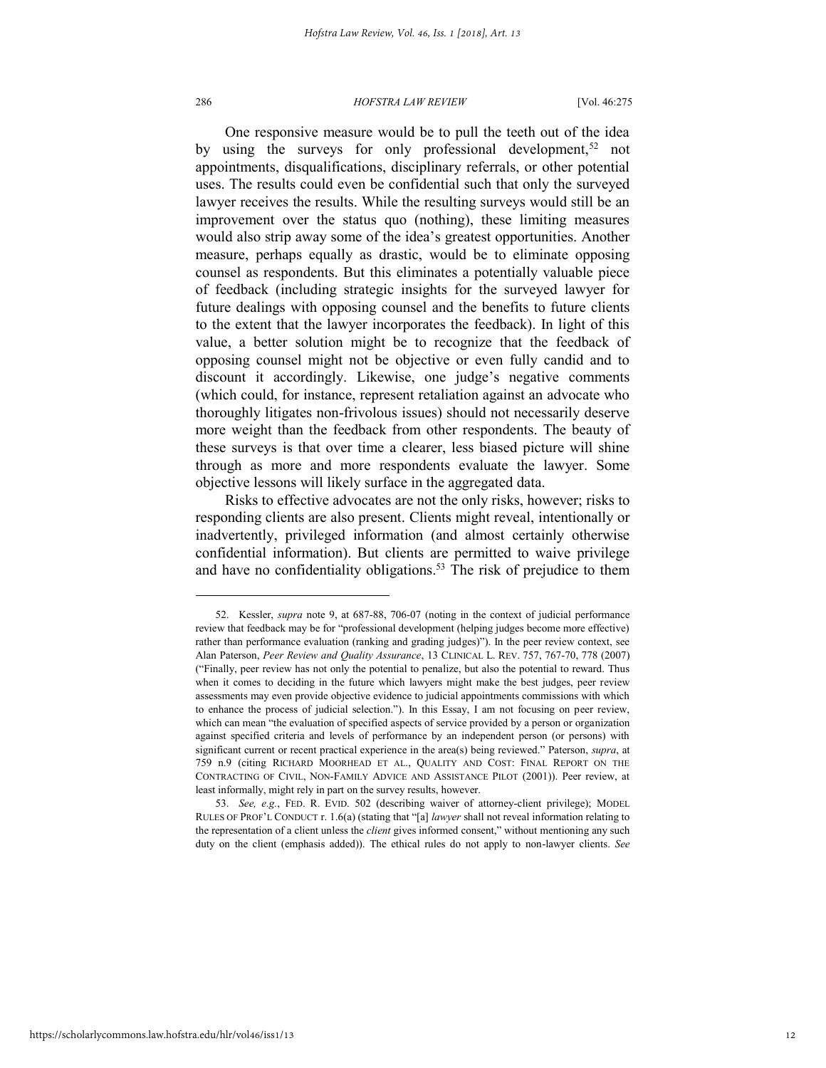One responsive measure would be to pull the teeth out of the idea by using the surveys for only professional development,[52] not appointments, disqualifications, disciplinary referrals, or other potential uses. The results could even be confidential such that only the surveyed lawyer receives the results. While the resulting surveys would still be an improvement over the status quo (nothing), these limiting measures would also strip away some of the idea's greatest opportunities. Another measure, perhaps equally as drastic, would be to eliminate opposing counsel as respondents. But this eliminates a potentially valuable piece of feedback (including strategic insights for the surveyed lawyer for future dealings with opposing counsel and the benefits to future clients to the extent that the lawyer incorporates the feedback). In light of this value, a better solution might be to recognize that the feedback of opposing counsel might not be objective or even fully candid and to discount it accordingly. Likewise, one judge's negative comments (which could, for instance, represent retaliation against an advocate who thoroughly litigates non-frivolous issues) should not necessarily deserve more weight than the feedback from other respondents. The beauty of these surveys is that over time a clearer, less biased picture will shine through as more and more respondents evaluate the lawyer. Some objective lessons will likely surface in the aggregated data.

Risks to effective advocates are not the only risks, however; risks to responding clients are also present. Clients might reveal, intentionally or inadvertently, privileged information (and almost certainly otherwise confidential information). But clients are permitted to waive privilege and have no confidentiality obligations.[53] The risk of prejudice to them

---

52. Kessler, *supra* note 9, at 687-88, 706-07 (noting in the context of judicial performance review that feedback may be for "professional development (helping judges become more effective) rather than performance evaluation (ranking and grading judges)"). In the peer review context, see Alan Paterson, *Peer Review and Quality Assurance*, 13 CLINICAL L. REV. 757, 767-70, 778 (2007) ("Finally, peer review has not only the potential to penalize, but also the potential to reward. Thus when it comes to deciding in the future which lawyers might make the best judges, peer review assessments may even provide objective evidence to judicial appointments commissions with which to enhance the process of judicial selection."). In this Essay, I am not focusing on peer review, which can mean "the evaluation of specified aspects of service provided by a person or organization against specified criteria and levels of performance by an independent person (or persons) with significant current or recent practical experience in the area(s) being reviewed." Paterson, *supra*, at 759 n.9 (citing RICHARD MOORHEAD ET AL., QUALITY AND COST: FINAL REPORT ON THE CONTRACTING OF CIVIL, NON-FAMILY ADVICE AND ASSISTANCE PILOT (2001)). Peer review, at least informally, might rely in part on the survey results, however.

53. *See, e.g.*, FED. R. EVID. 502 (describing waiver of attorney-client privilege); MODEL RULES OF PROF'L CONDUCT r. 1.6(a) (stating that "[a] *lawyer* shall not reveal information relating to the representation of a client unless the *client* gives informed consent," without mentioning any such duty on the client (emphasis added)). The ethical rules do not apply to non-lawyer clients. *See*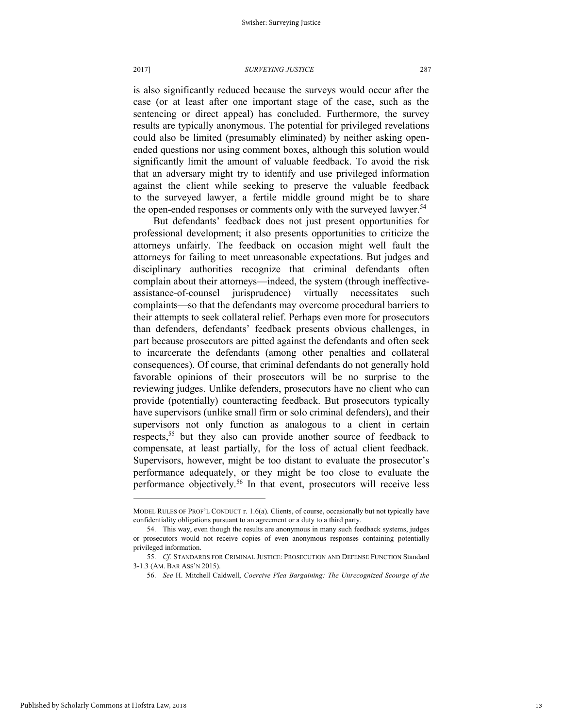is also significantly reduced because the surveys would occur after the case (or at least after one important stage of the case, such as the sentencing or direct appeal) has concluded. Furthermore, the survey results are typically anonymous. The potential for privileged revelations could also be limited (presumably eliminated) by neither asking open-ended questions nor using comment boxes, although this solution would significantly limit the amount of valuable feedback. To avoid the risk that an adversary might try to identify and use privileged information against the client while seeking to preserve the valuable feedback to the surveyed lawyer, a fertile middle ground might be to share the open-ended responses or comments only with the surveyed lawyer.[54]

But defendants' feedback does not just present opportunities for professional development; it also presents opportunities to criticize the attorneys unfairly. The feedback on occasion might well fault the attorneys for failing to meet unreasonable expectations. But judges and disciplinary authorities recognize that criminal defendants often complain about their attorneys—indeed, the system (through ineffective-assistance-of-counsel jurisprudence) virtually necessitates such complaints—so that the defendants may overcome procedural barriers to their attempts to seek collateral relief. Perhaps even more for prosecutors than defenders, defendants' feedback presents obvious challenges, in part because prosecutors are pitted against the defendants and often seek to incarcerate the defendants (among other penalties and collateral consequences). Of course, that criminal defendants do not generally hold favorable opinions of their prosecutors will be no surprise to the reviewing judges. Unlike defenders, prosecutors have no client who can provide (potentially) counteracting feedback. But prosecutors typically have supervisors (unlike small firm or solo criminal defenders), and their supervisors not only function as analogous to a client in certain respects,[55] but they also can provide another source of feedback to compensate, at least partially, for the loss of actual client feedback. Supervisors, however, might be too distant to evaluate the prosecutor's performance adequately, or they might be too close to evaluate the performance objectively.[56] In that event, prosecutors will receive less

---

MODEL RULES OF PROF'L CONDUCT r. 1.6(a). Clients, of course, occasionally but not typically have confidentiality obligations pursuant to an agreement or a duty to a third party.

54. This way, even though the results are anonymous in many such feedback systems, judges or prosecutors would not receive copies of even anonymous responses containing potentially privileged information.

55. *Cf.* STANDARDS FOR CRIMINAL JUSTICE: PROSECUTION AND DEFENSE FUNCTION Standard 3-1.3 (AM. BAR ASS'N 2015).

56. *See* H. Mitchell Caldwell, *Coercive Plea Bargaining: The Unrecognized Scourge of the*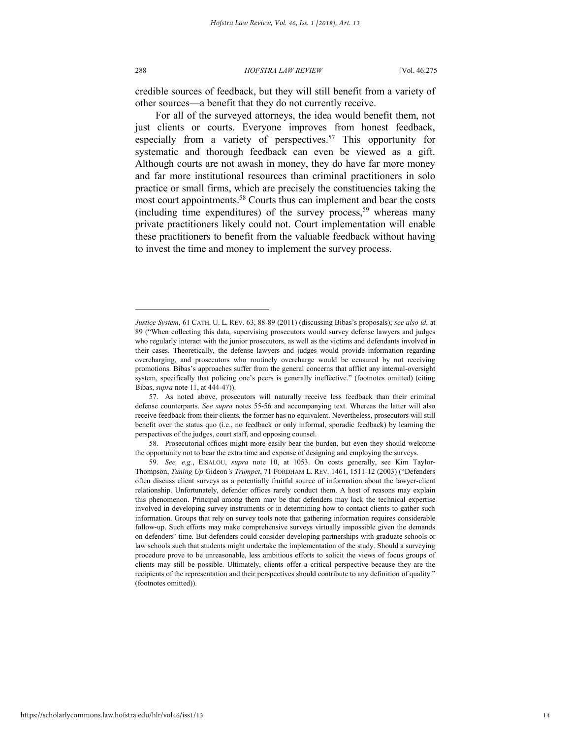credible sources of feedback, but they will still benefit from a variety of other sources—a benefit that they do not currently receive.

For all of the surveyed attorneys, the idea would benefit them, not just clients or courts. Everyone improves from honest feedback, especially from a variety of perspectives.[57] This opportunity for systematic and thorough feedback can even be viewed as a gift. Although courts are not awash in money, they do have far more money and far more institutional resources than criminal practitioners in solo practice or small firms, which are precisely the constituencies taking the most court appointments.[58] Courts thus can implement and bear the costs (including time expenditures) of the survey process,[59] whereas many private practitioners likely could not. Court implementation will enable these practitioners to benefit from the valuable feedback without having to invest the time and money to implement the survey process.

---

*Justice System*, 61 CATH. U. L. REV. 63, 88-89 (2011) (discussing Bibas's proposals); *see also id.* at 89 ("When collecting this data, supervising prosecutors would survey defense lawyers and judges who regularly interact with the junior prosecutors, as well as the victims and defendants involved in their cases. Theoretically, the defense lawyers and judges would provide information regarding overcharging, and prosecutors who routinely overcharge would be censured by not receiving promotions. Bibas's approaches suffer from the general concerns that afflict any internal-oversight system, specifically that policing one's peers is generally ineffective." (footnotes omitted) (citing Bibas, *supra* note 11, at 444-47)).

57. As noted above, prosecutors will naturally receive less feedback than their criminal defense counterparts. *See supra* notes 55-56 and accompanying text. Whereas the latter will also receive feedback from their clients, the former has no equivalent. Nevertheless, prosecutors will still benefit over the status quo (i.e., no feedback or only informal, sporadic feedback) by learning the perspectives of the judges, court staff, and opposing counsel.

58. Prosecutorial offices might more easily bear the burden, but even they should welcome the opportunity not to bear the extra time and expense of designing and employing the surveys.

59. *See, e.g.*, EISALOU, *supra* note 10, at 1053. On costs generally, see Kim Taylor-Thompson, *Tuning Up* Gideon*'s Trumpet*, 71 FORDHAM L. REV. 1461, 1511-12 (2003) ("Defenders often discuss client surveys as a potentially fruitful source of information about the lawyer-client relationship. Unfortunately, defender offices rarely conduct them. A host of reasons may explain this phenomenon. Principal among them may be that defenders may lack the technical expertise involved in developing survey instruments or in determining how to contact clients to gather such information. Groups that rely on survey tools note that gathering information requires considerable follow-up. Such efforts may make comprehensive surveys virtually impossible given the demands on defenders' time. But defenders could consider developing partnerships with graduate schools or law schools such that students might undertake the implementation of the study. Should a surveying procedure prove to be unreasonable, less ambitious efforts to solicit the views of focus groups of clients may still be possible. Ultimately, clients offer a critical perspective because they are the recipients of the representation and their perspectives should contribute to any definition of quality." (footnotes omitted)).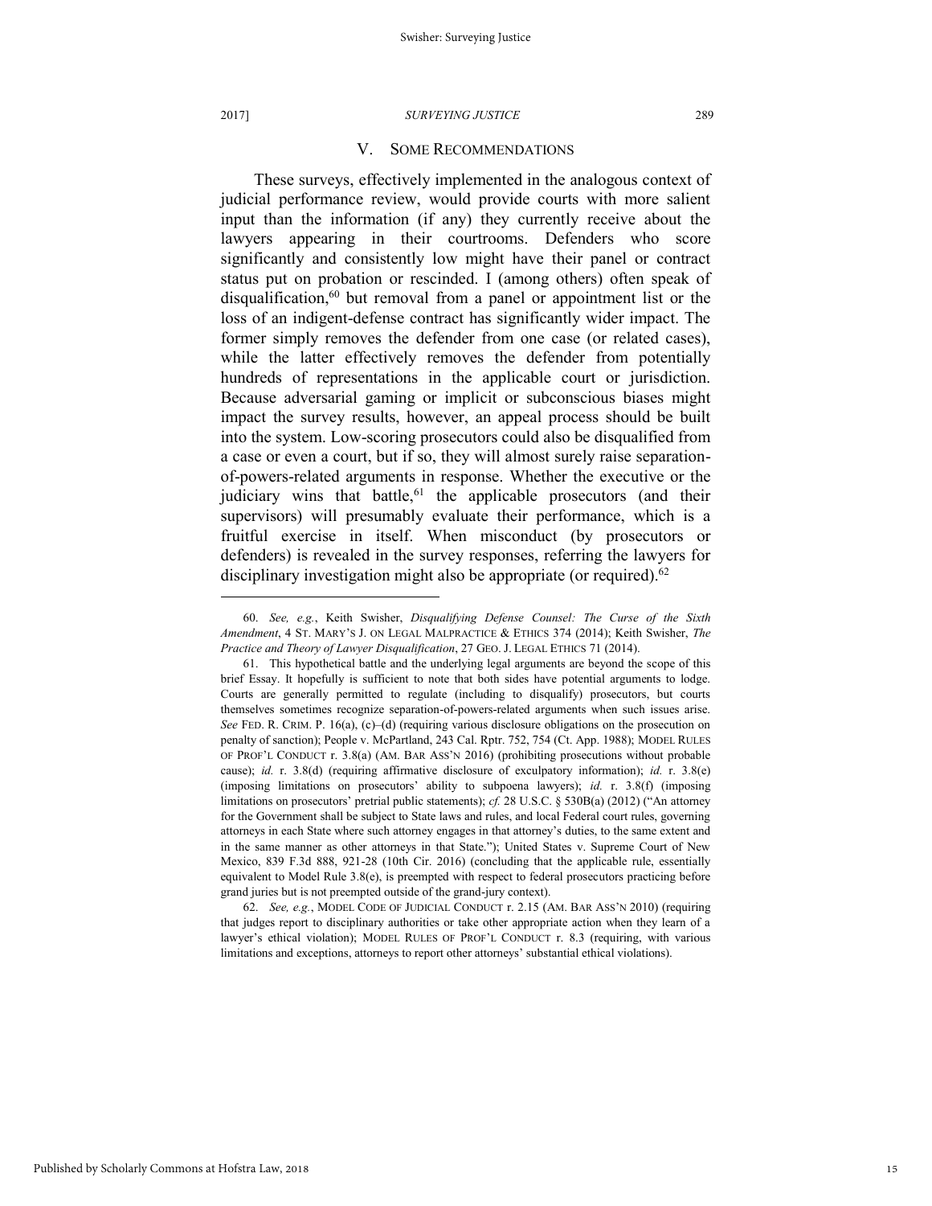## V. SOME RECOMMENDATIONS

These surveys, effectively implemented in the analogous context of judicial performance review, would provide courts with more salient input than the information (if any) they currently receive about the lawyers appearing in their courtrooms. Defenders who score significantly and consistently low might have their panel or contract status put on probation or rescinded. I (among others) often speak of disqualification,[60] but removal from a panel or appointment list or the loss of an indigent-defense contract has significantly wider impact. The former simply removes the defender from one case (or related cases), while the latter effectively removes the defender from potentially hundreds of representations in the applicable court or jurisdiction. Because adversarial gaming or implicit or subconscious biases might impact the survey results, however, an appeal process should be built into the system. Low-scoring prosecutors could also be disqualified from a case or even a court, but if so, they will almost surely raise separation-of-powers-related arguments in response. Whether the executive or the judiciary wins that battle,[61] the applicable prosecutors (and their supervisors) will presumably evaluate their performance, which is a fruitful exercise in itself. When misconduct (by prosecutors or defenders) is revealed in the survey responses, referring the lawyers for disciplinary investigation might also be appropriate (or required).[62]

---

60. *See, e.g.*, Keith Swisher, *Disqualifying Defense Counsel: The Curse of the Sixth Amendment*, 4 ST. MARY'S J. ON LEGAL MALPRACTICE & ETHICS 374 (2014); Keith Swisher, *The Practice and Theory of Lawyer Disqualification*, 27 GEO. J. LEGAL ETHICS 71 (2014).

61. This hypothetical battle and the underlying legal arguments are beyond the scope of this brief Essay. It hopefully is sufficient to note that both sides have potential arguments to lodge. Courts are generally permitted to regulate (including to disqualify) prosecutors, but courts themselves sometimes recognize separation-of-powers-related arguments when such issues arise. *See* FED. R. CRIM. P. 16(a), (c)–(d) (requiring various disclosure obligations on the prosecution on penalty of sanction); People v. McPartland, 243 Cal. Rptr. 752, 754 (Ct. App. 1988); MODEL RULES OF PROF'L CONDUCT r. 3.8(a) (AM. BAR ASS'N 2016) (prohibiting prosecutions without probable cause); *id.* r. 3.8(d) (requiring affirmative disclosure of exculpatory information); *id.* r. 3.8(e) (imposing limitations on prosecutors' ability to subpoena lawyers); *id.* r. 3.8(f) (imposing limitations on prosecutors' pretrial public statements); *cf.* 28 U.S.C. § 530B(a) (2012) ("An attorney for the Government shall be subject to State laws and rules, and local Federal court rules, governing attorneys in each State where such attorney engages in that attorney's duties, to the same extent and in the same manner as other attorneys in that State."); United States v. Supreme Court of New Mexico, 839 F.3d 888, 921-28 (10th Cir. 2016) (concluding that the applicable rule, essentially equivalent to Model Rule 3.8(e), is preempted with respect to federal prosecutors practicing before grand juries but is not preempted outside of the grand-jury context).

62. *See, e.g.*, MODEL CODE OF JUDICIAL CONDUCT r. 2.15 (AM. BAR ASS'N 2010) (requiring that judges report to disciplinary authorities or take other appropriate action when they learn of a lawyer's ethical violation); MODEL RULES OF PROF'L CONDUCT r. 8.3 (requiring, with various limitations and exceptions, attorneys to report other attorneys' substantial ethical violations).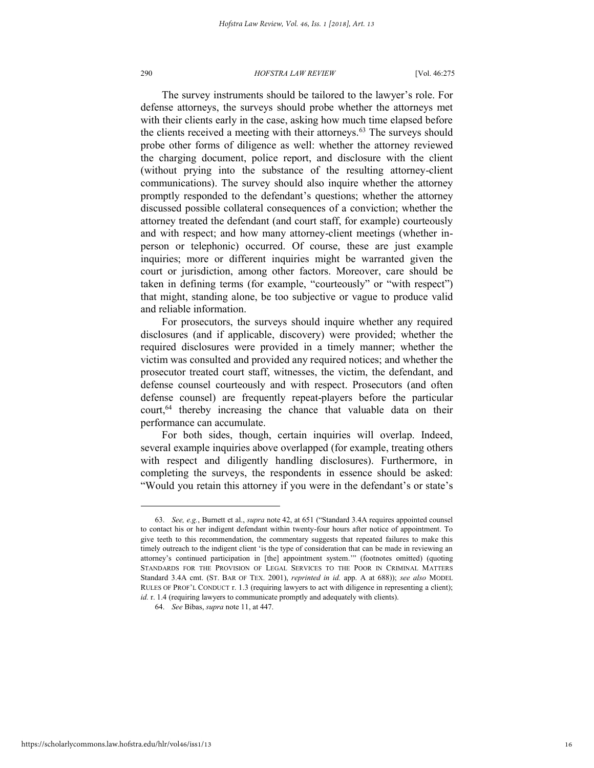The survey instruments should be tailored to the lawyer's role. For defense attorneys, the surveys should probe whether the attorneys met with their clients early in the case, asking how much time elapsed before the clients received a meeting with their attorneys.[63] The surveys should probe other forms of diligence as well: whether the attorney reviewed the charging document, police report, and disclosure with the client (without prying into the substance of the resulting attorney-client communications). The survey should also inquire whether the attorney promptly responded to the defendant's questions; whether the attorney discussed possible collateral consequences of a conviction; whether the attorney treated the defendant (and court staff, for example) courteously and with respect; and how many attorney-client meetings (whether in-person or telephonic) occurred. Of course, these are just example inquiries; more or different inquiries might be warranted given the court or jurisdiction, among other factors. Moreover, care should be taken in defining terms (for example, "courteously" or "with respect") that might, standing alone, be too subjective or vague to produce valid and reliable information.

For prosecutors, the surveys should inquire whether any required disclosures (and if applicable, discovery) were provided; whether the required disclosures were provided in a timely manner; whether the victim was consulted and provided any required notices; and whether the prosecutor treated court staff, witnesses, the victim, the defendant, and defense counsel courteously and with respect. Prosecutors (and often defense counsel) are frequently repeat-players before the particular court,[64] thereby increasing the chance that valuable data on their performance can accumulate.

For both sides, though, certain inquiries will overlap. Indeed, several example inquiries above overlapped (for example, treating others with respect and diligently handling disclosures). Furthermore, in completing the surveys, the respondents in essence should be asked: "Would you retain this attorney if you were in the defendant's or state's

---

63. *See, e.g.*, Burnett et al., *supra* note 42, at 651 ("Standard 3.4A requires appointed counsel to contact his or her indigent defendant within twenty-four hours after notice of appointment. To give teeth to this recommendation, the commentary suggests that repeated failures to make this timely outreach to the indigent client 'is the type of consideration that can be made in reviewing an attorney's continued participation in [the] appointment system.'" (footnotes omitted) (quoting STANDARDS FOR THE PROVISION OF LEGAL SERVICES TO THE POOR IN CRIMINAL MATTERS Standard 3.4A cmt. (ST. BAR OF TEX. 2001), *reprinted in id.* app. A at 688)); *see also* MODEL RULES OF PROF'L CONDUCT r. 1.3 (requiring lawyers to act with diligence in representing a client); *id.* r. 1.4 (requiring lawyers to communicate promptly and adequately with clients).

64. *See* Bibas, *supra* note 11, at 447.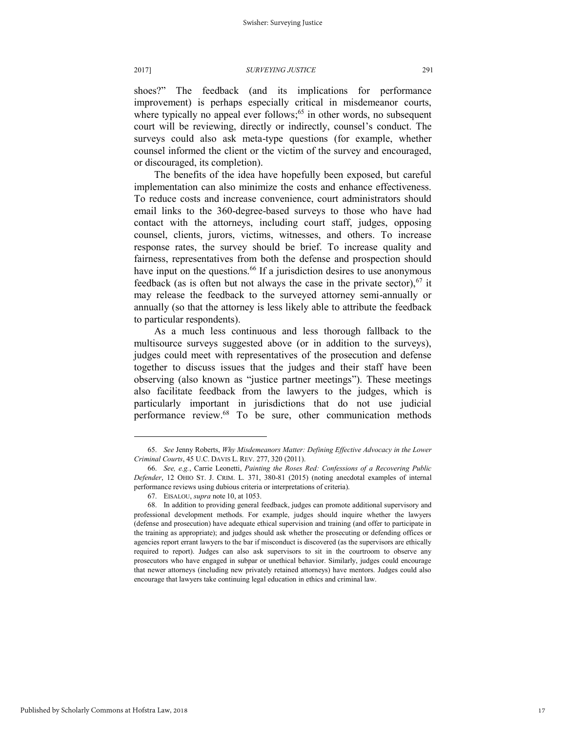shoes?" The feedback (and its implications for performance improvement) is perhaps especially critical in misdemeanor courts, where typically no appeal ever follows;[65] in other words, no subsequent court will be reviewing, directly or indirectly, counsel's conduct. The surveys could also ask meta-type questions (for example, whether counsel informed the client or the victim of the survey and encouraged, or discouraged, its completion).

The benefits of the idea have hopefully been exposed, but careful implementation can also minimize the costs and enhance effectiveness. To reduce costs and increase convenience, court administrators should email links to the 360-degree-based surveys to those who have had contact with the attorneys, including court staff, judges, opposing counsel, clients, jurors, victims, witnesses, and others. To increase response rates, the survey should be brief. To increase quality and fairness, representatives from both the defense and prospection should have input on the questions.[66] If a jurisdiction desires to use anonymous feedback (as is often but not always the case in the private sector),[67] it may release the feedback to the surveyed attorney semi-annually or annually (so that the attorney is less likely able to attribute the feedback to particular respondents).

As a much less continuous and less thorough fallback to the multisource surveys suggested above (or in addition to the surveys), judges could meet with representatives of the prosecution and defense together to discuss issues that the judges and their staff have been observing (also known as "justice partner meetings"). These meetings also facilitate feedback from the lawyers to the judges, which is particularly important in jurisdictions that do not use judicial performance review.[68] To be sure, other communication methods

---

65. *See* Jenny Roberts, *Why Misdemeanors Matter: Defining Effective Advocacy in the Lower Criminal Courts*, 45 U.C. DAVIS L. REV. 277, 320 (2011).

66. *See, e.g.*, Carrie Leonetti, *Painting the Roses Red: Confessions of a Recovering Public Defender*, 12 OHIO ST. J. CRIM. L. 371, 380-81 (2015) (noting anecdotal examples of internal performance reviews using dubious criteria or interpretations of criteria).

67. EISALOU, *supra* note 10, at 1053.

68. In addition to providing general feedback, judges can promote additional supervisory and professional development methods. For example, judges should inquire whether the lawyers (defense and prosecution) have adequate ethical supervision and training (and offer to participate in the training as appropriate); and judges should ask whether the prosecuting or defending offices or agencies report errant lawyers to the bar if misconduct is discovered (as the supervisors are ethically required to report). Judges can also ask supervisors to sit in the courtroom to observe any prosecutors who have engaged in subpar or unethical behavior. Similarly, judges could encourage that newer attorneys (including new privately retained attorneys) have mentors. Judges could also encourage that lawyers take continuing legal education in ethics and criminal law.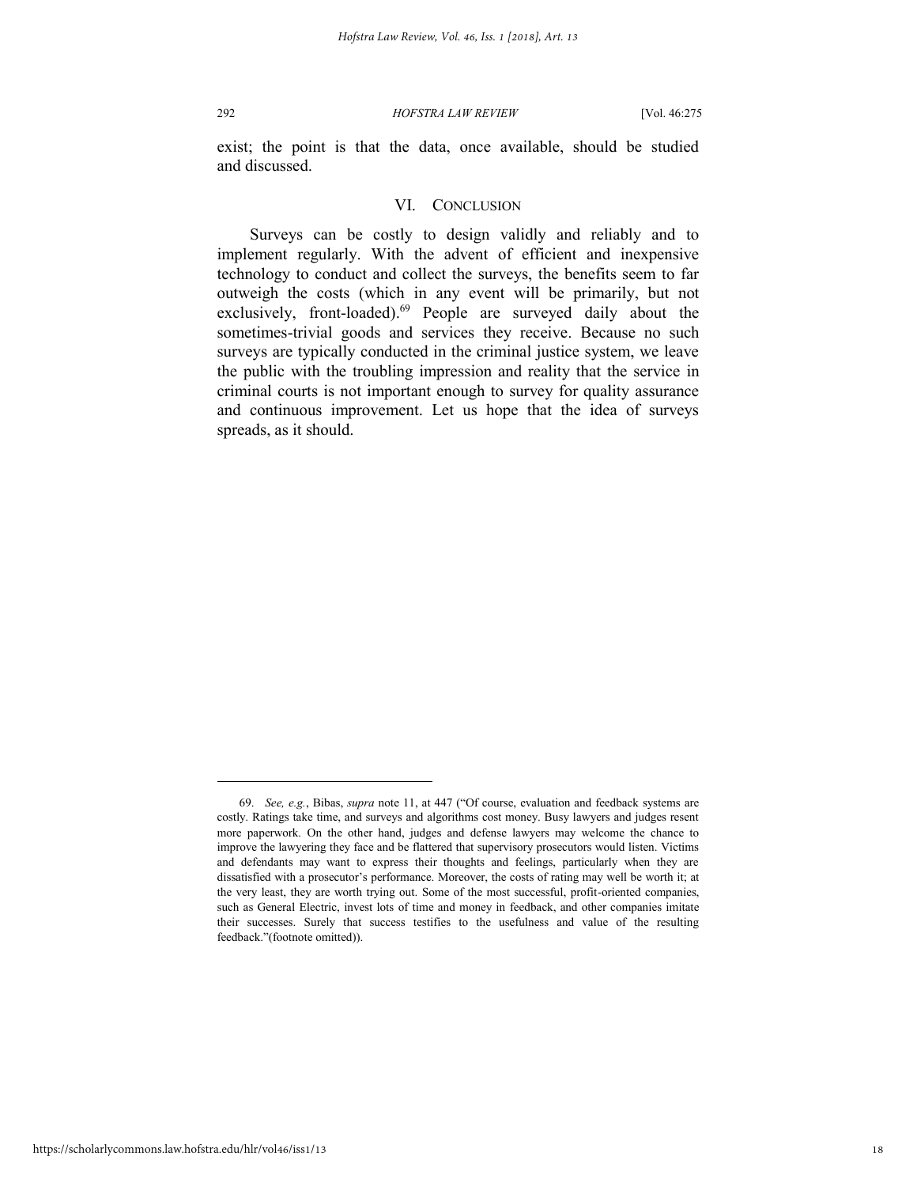exist; the point is that the data, once available, should be studied and discussed.

## VI. CONCLUSION

Surveys can be costly to design validly and reliably and to implement regularly. With the advent of efficient and inexpensive technology to conduct and collect the surveys, the benefits seem to far outweigh the costs (which in any event will be primarily, but not exclusively, front-loaded).[69] People are surveyed daily about the sometimes-trivial goods and services they receive. Because no such surveys are typically conducted in the criminal justice system, we leave the public with the troubling impression and reality that the service in criminal courts is not important enough to survey for quality assurance and continuous improvement. Let us hope that the idea of surveys spreads, as it should.

---

69. *See, e.g.*, Bibas, *supra* note 11, at 447 ("Of course, evaluation and feedback systems are costly. Ratings take time, and surveys and algorithms cost money. Busy lawyers and judges resent more paperwork. On the other hand, judges and defense lawyers may welcome the chance to improve the lawyering they face and be flattered that supervisory prosecutors would listen. Victims and defendants may want to express their thoughts and feelings, particularly when they are dissatisfied with a prosecutor's performance. Moreover, the costs of rating may well be worth it; at the very least, they are worth trying out. Some of the most successful, profit-oriented companies, such as General Electric, invest lots of time and money in feedback, and other companies imitate their successes. Surely that success testifies to the usefulness and value of the resulting feedback."(footnote omitted)).